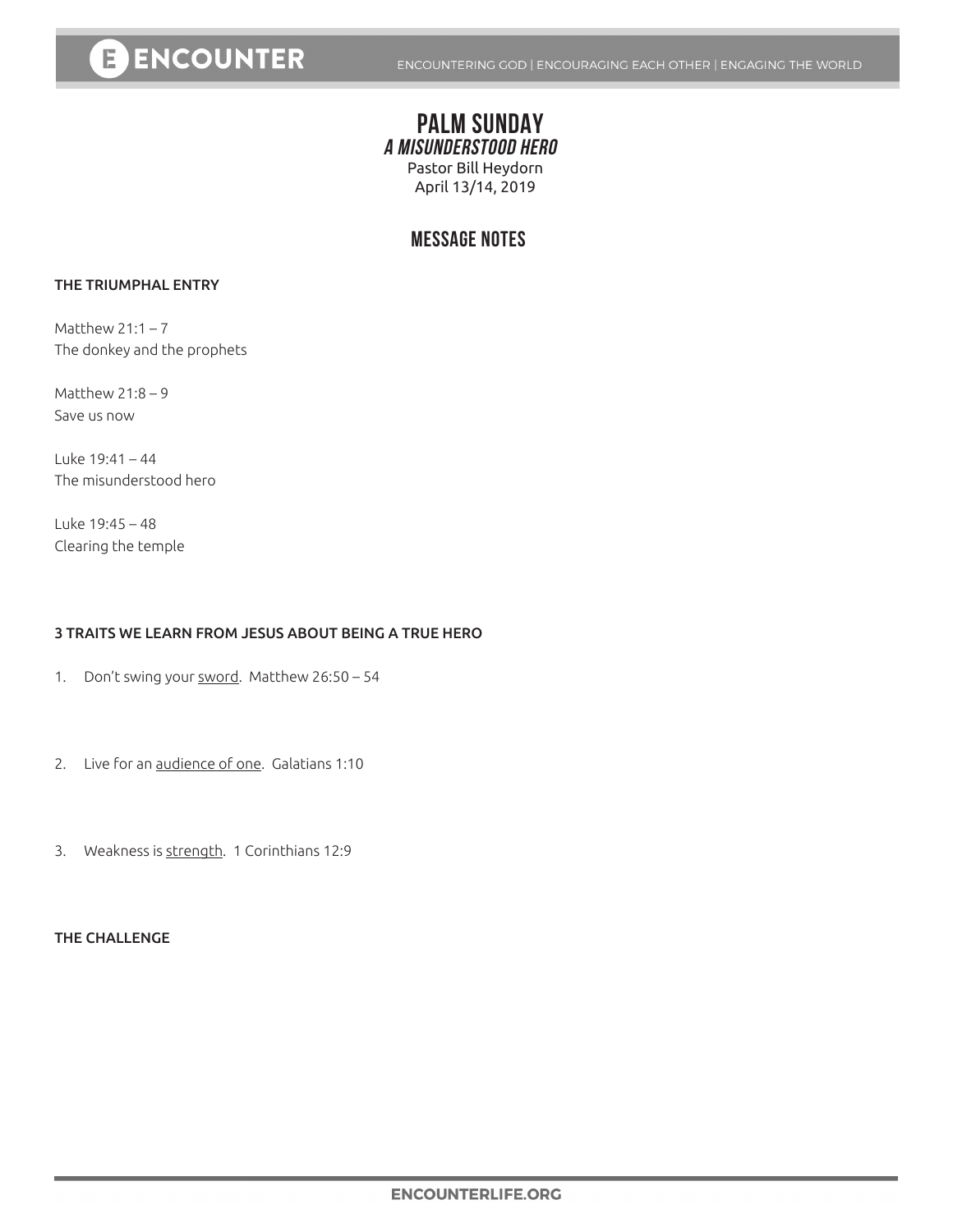# PALM SUNDAY

## *A MISUNDERSTOOD HERO*

Pastor Bill Heydorn
April 13/14, 2019

## MESSAGE NOTES

**THE TRIUMPHAL ENTRY**

Matthew 21:1 – 7
The donkey and the prophets

Matthew 21:8 – 9
Save us now

Luke 19:41 – 44
The misunderstood hero

Luke 19:45 – 48
Clearing the temple

**3 TRAITS WE LEARN FROM JESUS ABOUT BEING A TRUE HERO**

1. Don't swing your <u>sword</u>. Matthew 26:50 – 54

2. Live for an <u>audience of one</u>. Galatians 1:10

3. Weakness is <u>strength</u>. 1 Corinthians 12:9

**THE CHALLENGE**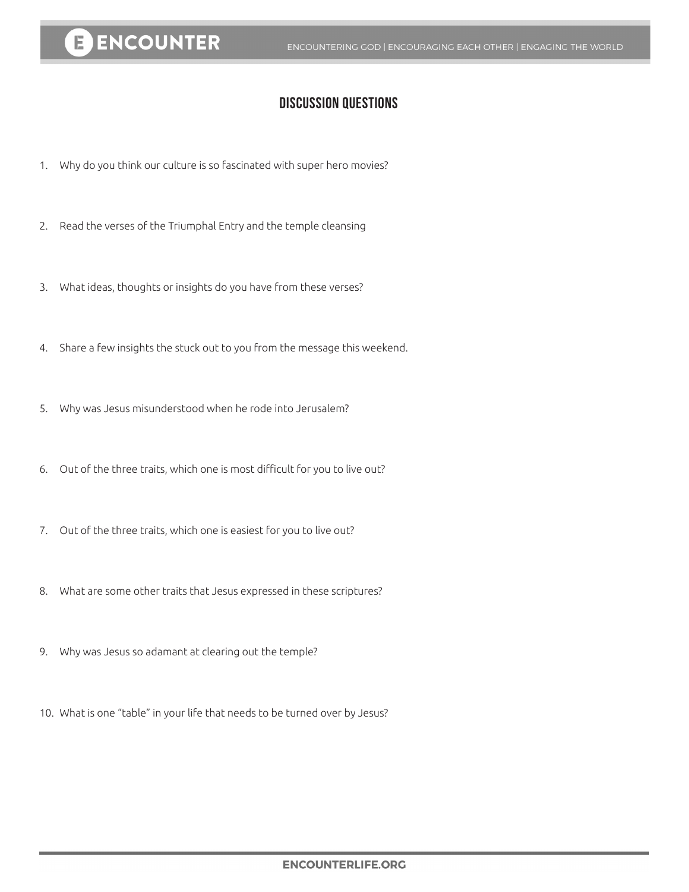## DISCUSSION QUESTIONS

1. Why do you think our culture is so fascinated with super hero movies?

2. Read the verses of the Triumphal Entry and the temple cleansing

3. What ideas, thoughts or insights do you have from these verses?

4. Share a few insights the stuck out to you from the message this weekend.

5. Why was Jesus misunderstood when he rode into Jerusalem?

6. Out of the three traits, which one is most difficult for you to live out?

7. Out of the three traits, which one is easiest for you to live out?

8. What are some other traits that Jesus expressed in these scriptures?

9. Why was Jesus so adamant at clearing out the temple?

10. What is one "table" in your life that needs to be turned over by Jesus?